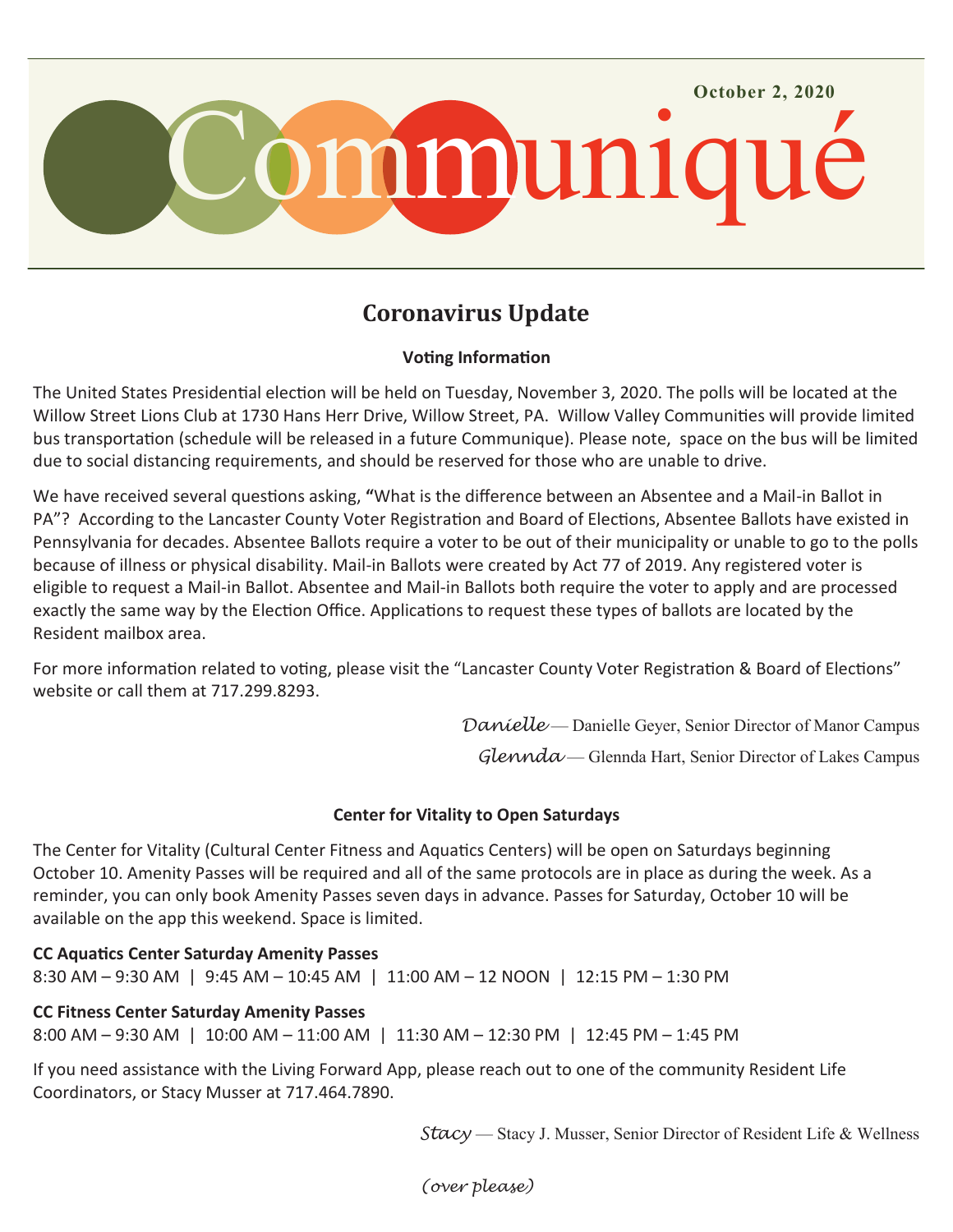October 2, 2020

# Communiqué

## Coronavirus Update

### Voting Information

The United States Presidential election will be held on Tuesday, November 3, 2020. The polls will be located at the Willow Street Lions Club at 1730 Hans Herr Drive, Willow Street, PA. Willow Valley Communities will provide limited bus transportation (schedule will be released in a future Communique). Please note, space on the bus will be limited due to social distancing requirements, and should be reserved for those who are unable to drive.

We have received several questions asking, **"**What is the difference between an Absentee and a Mail-in Ballot in PA"? According to the Lancaster County Voter Registration and Board of Elections, Absentee Ballots have existed in Pennsylvania for decades. Absentee Ballots require a voter to be out of their municipality or unable to go to the polls because of illness or physical disability. Mail-in Ballots were created by Act 77 of 2019. Any registered voter is eligible to request a Mail-in Ballot. Absentee and Mail-in Ballots both require the voter to apply and are processed exactly the same way by the Election Office. Applications to request these types of ballots are located by the Resident mailbox area.

For more information related to voting, please visit the "Lancaster County Voter Registration & Board of Elections" website or call them at 717.299.8293.

*Danielle* — Danielle Geyer, Senior Director of Manor Campus

*Glennda* — Glennda Hart, Senior Director of Lakes Campus

### Center for Vitality to Open Saturdays

The Center for Vitality (Cultural Center Fitness and Aquatics Centers) will be open on Saturdays beginning October 10. Amenity Passes will be required and all of the same protocols are in place as during the week. As a reminder, you can only book Amenity Passes seven days in advance. Passes for Saturday, October 10 will be available on the app this weekend. Space is limited.

**CC Aquatics Center Saturday Amenity Passes**

8:30 AM – 9:30 AM | 9:45 AM – 10:45 AM | 11:00 AM – 12 NOON | 12:15 PM – 1:30 PM

**CC Fitness Center Saturday Amenity Passes**

8:00 AM – 9:30 AM | 10:00 AM – 11:00 AM | 11:30 AM – 12:30 PM | 12:45 PM – 1:45 PM

If you need assistance with the Living Forward App, please reach out to one of the community Resident Life Coordinators, or Stacy Musser at 717.464.7890.

*Stacy* — Stacy J. Musser, Senior Director of Resident Life & Wellness

*(over please)*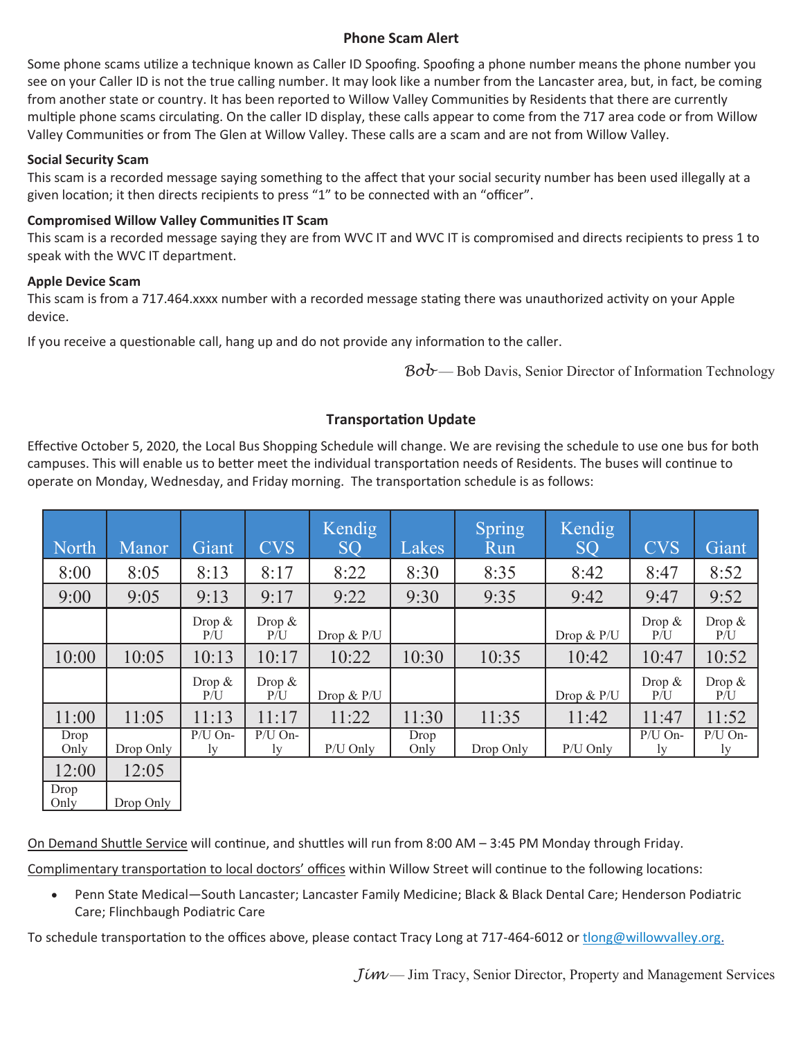## Phone Scam Alert

Some phone scams utilize a technique known as Caller ID Spoofing. Spoofing a phone number means the phone number you see on your Caller ID is not the true calling number. It may look like a number from the Lancaster area, but, in fact, be coming from another state or country. It has been reported to Willow Valley Communities by Residents that there are currently multiple phone scams circulating. On the caller ID display, these calls appear to come from the 717 area code or from Willow Valley Communities or from The Glen at Willow Valley. These calls are a scam and are not from Willow Valley.

**Social Security Scam**
This scam is a recorded message saying something to the affect that your social security number has been used illegally at a given location; it then directs recipients to press "1" to be connected with an "officer".

**Compromised Willow Valley Communities IT Scam**
This scam is a recorded message saying they are from WVC IT and WVC IT is compromised and directs recipients to press 1 to speak with the WVC IT department.

**Apple Device Scam**
This scam is from a 717.464.xxxx number with a recorded message stating there was unauthorized activity on your Apple device.

If you receive a questionable call, hang up and do not provide any information to the caller.

*Bob* — Bob Davis, Senior Director of Information Technology

## Transportation Update

Effective October 5, 2020, the Local Bus Shopping Schedule will change. We are revising the schedule to use one bus for both campuses. This will enable us to better meet the individual transportation needs of Residents. The buses will continue to operate on Monday, Wednesday, and Friday morning. The transportation schedule is as follows:

| North | Manor | Giant | CVS | Kendig SQ | Lakes | Spring Run | Kendig SQ | CVS | Giant |
|---|---|---|---|---|---|---|---|---|---|
| 8:00 | 8:05 | 8:13 | 8:17 | 8:22 | 8:30 | 8:35 | 8:42 | 8:47 | 8:52 |
| 9:00 | 9:05 | 9:13 | 9:17 | 9:22 | 9:30 | 9:35 | 9:42 | 9:47 | 9:52 |
| | | Drop & P/U | Drop & P/U | Drop & P/U | | | Drop & P/U | Drop & P/U | Drop & P/U |
| 10:00 | 10:05 | 10:13 | 10:17 | 10:22 | 10:30 | 10:35 | 10:42 | 10:47 | 10:52 |
| | | Drop & P/U | Drop & P/U | Drop & P/U | | | Drop & P/U | Drop & P/U | Drop & P/U |
| 11:00 | 11:05 | 11:13 | 11:17 | 11:22 | 11:30 | 11:35 | 11:42 | 11:47 | 11:52 |
| Drop Only | Drop Only | P/U Only | P/U Only | P/U Only | Drop Only | Drop Only | P/U Only | P/U Only | P/U Only |
| 12:00 | 12:05 | | | | | | | | |
| Drop Only | Drop Only | | | | | | | | |

On Demand Shuttle Service will continue, and shuttles will run from 8:00 AM – 3:45 PM Monday through Friday.

Complimentary transportation to local doctors' offices within Willow Street will continue to the following locations:

- Penn State Medical—South Lancaster; Lancaster Family Medicine; Black & Black Dental Care; Henderson Podiatric Care; Flinchbaugh Podiatric Care

To schedule transportation to the offices above, please contact Tracy Long at 717-464-6012 or tlong@willowvalley.org.

*Jim* — Jim Tracy, Senior Director, Property and Management Services